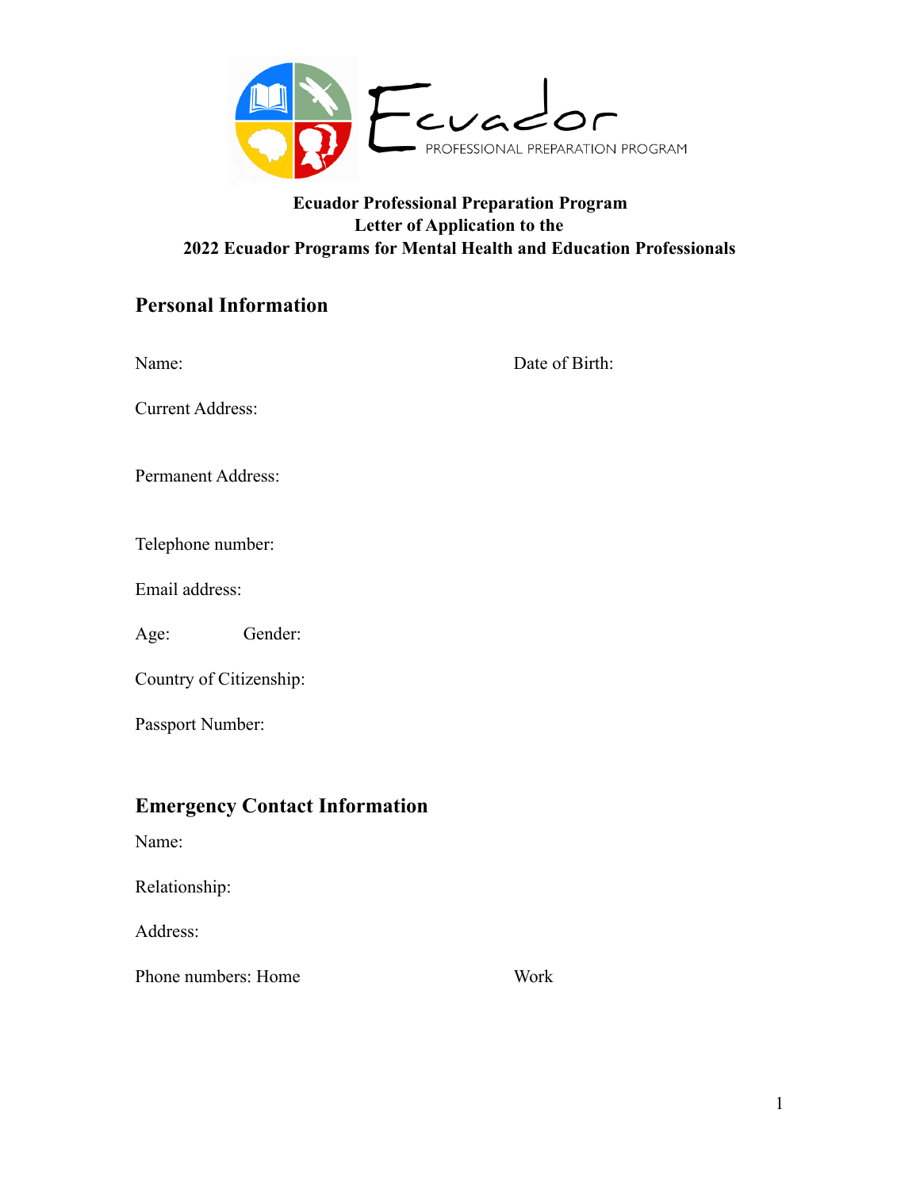**Ecuador Professional Preparation Program**
**Letter of Application to the**
**2022 Ecuador Programs for Mental Health and Education Professionals**

## Personal Information

Name: Date of Birth:

Current Address:

Permanent Address:

Telephone number:

Email address:

Age: Gender:

Country of Citizenship:

Passport Number:

## Emergency Contact Information

Name:

Relationship:

Address:

Phone numbers: Home Work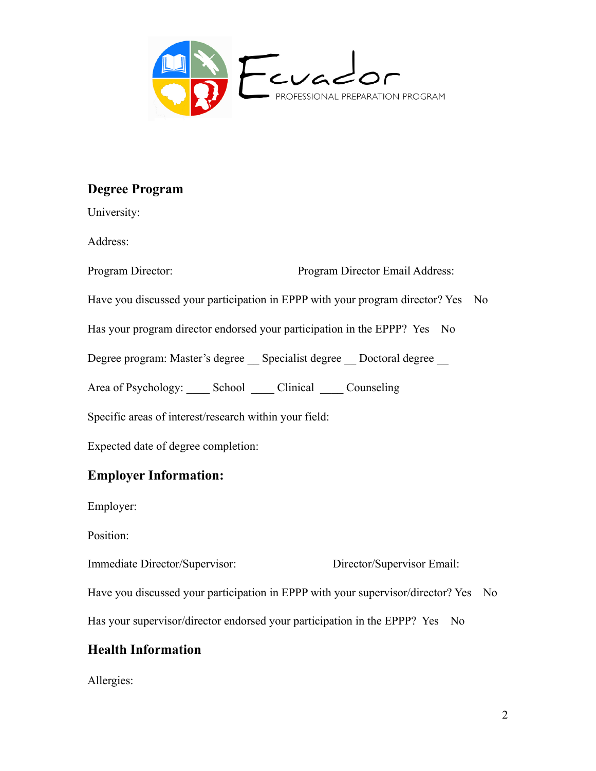## Degree Program

University:

Address:

Program Director: Program Director Email Address:

Have you discussed your participation in EPPP with your program director? Yes No

Has your program director endorsed your participation in the EPPP? Yes No

Degree program: Master's degree __ Specialist degree __ Doctoral degree __

Area of Psychology: ____ School ____ Clinical ____ Counseling

Specific areas of interest/research within your field:

Expected date of degree completion:

## Employer Information:

Employer:

Position:

Immediate Director/Supervisor: Director/Supervisor Email:

Have you discussed your participation in EPPP with your supervisor/director? Yes No

Has your supervisor/director endorsed your participation in the EPPP? Yes No

## Health Information

Allergies: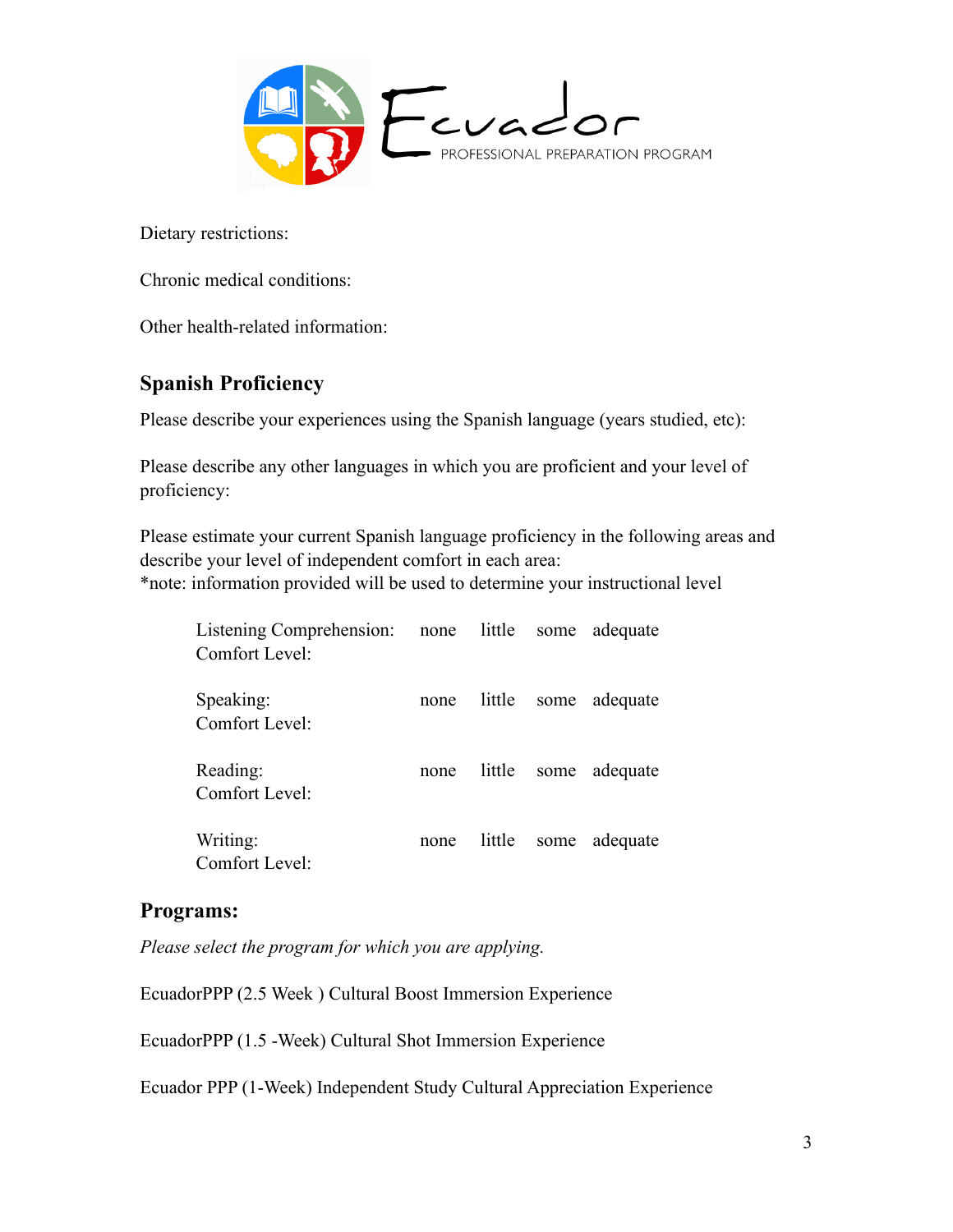Ecuador PROFESSIONAL PREPARATION PROGRAM

Dietary restrictions:

Chronic medical conditions:

Other health-related information:

## Spanish Proficiency

Please describe your experiences using the Spanish language (years studied, etc):

Please describe any other languages in which you are proficient and your level of proficiency:

Please estimate your current Spanish language proficiency in the following areas and describe your level of independent comfort in each area:
*note: information provided will be used to determine your instructional level

Listening Comprehension: none little some adequate
Comfort Level:

Speaking: none little some adequate
Comfort Level:

Reading: none little some adequate
Comfort Level:

Writing: none little some adequate
Comfort Level:

## Programs:

*Please select the program for which you are applying.*

EcuadorPPP (2.5 Week ) Cultural Boost Immersion Experience

EcuadorPPP (1.5 -Week) Cultural Shot Immersion Experience

Ecuador PPP (1-Week) Independent Study Cultural Appreciation Experience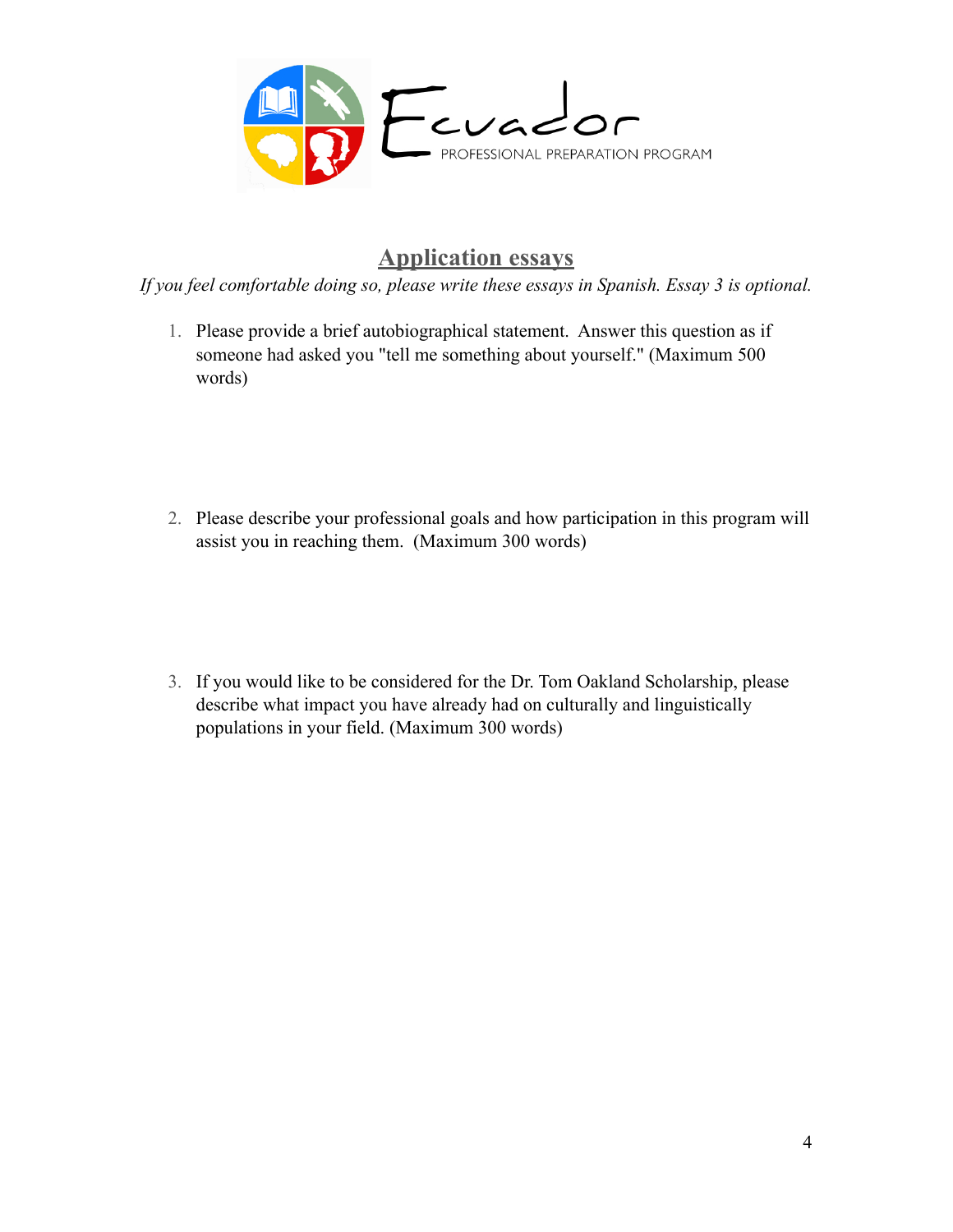Ecuador PROFESSIONAL PREPARATION PROGRAM

## Application essays

*If you feel comfortable doing so, please write these essays in Spanish. Essay 3 is optional.*

1. Please provide a brief autobiographical statement. Answer this question as if someone had asked you "tell me something about yourself." (Maximum 500 words)

2. Please describe your professional goals and how participation in this program will assist you in reaching them. (Maximum 300 words)

3. If you would like to be considered for the Dr. Tom Oakland Scholarship, please describe what impact you have already had on culturally and linguistically populations in your field. (Maximum 300 words)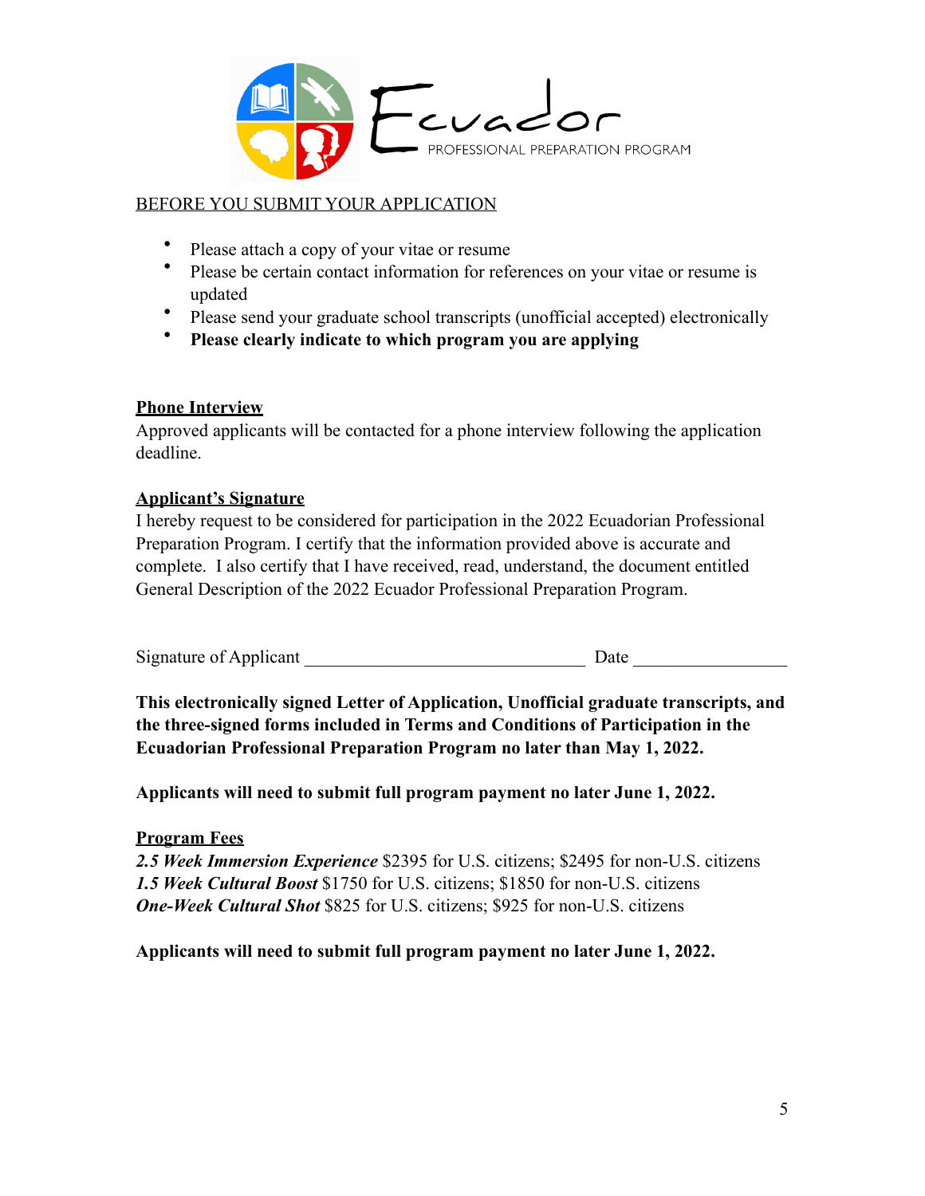Ecuador PROFESSIONAL PREPARATION PROGRAM

BEFORE YOU SUBMIT YOUR APPLICATION

- Please attach a copy of your vitae or resume
- Please be certain contact information for references on your vitae or resume is updated
- Please send your graduate school transcripts (unofficial accepted) electronically
- **Please clearly indicate to which program you are applying**

**Phone Interview**

Approved applicants will be contacted for a phone interview following the application deadline.

**Applicant's Signature**

I hereby request to be considered for participation in the 2022 Ecuadorian Professional Preparation Program. I certify that the information provided above is accurate and complete. I also certify that I have received, read, understand, the document entitled General Description of the 2022 Ecuador Professional Preparation Program.

Signature of Applicant _______________________________ Date _________________

**This electronically signed Letter of Application, Unofficial graduate transcripts, and the three-signed forms included in Terms and Conditions of Participation in the Ecuadorian Professional Preparation Program no later than May 1, 2022.**

**Applicants will need to submit full program payment no later June 1, 2022.**

**Program Fees**

***2.5 Week Immersion Experience*** $2395 for U.S. citizens; $2495 for non-U.S. citizens
***1.5 Week Cultural Boost*** $1750 for U.S. citizens; $1850 for non-U.S. citizens
***One-Week Cultural Shot*** $825 for U.S. citizens; $925 for non-U.S. citizens

**Applicants will need to submit full program payment no later June 1, 2022.**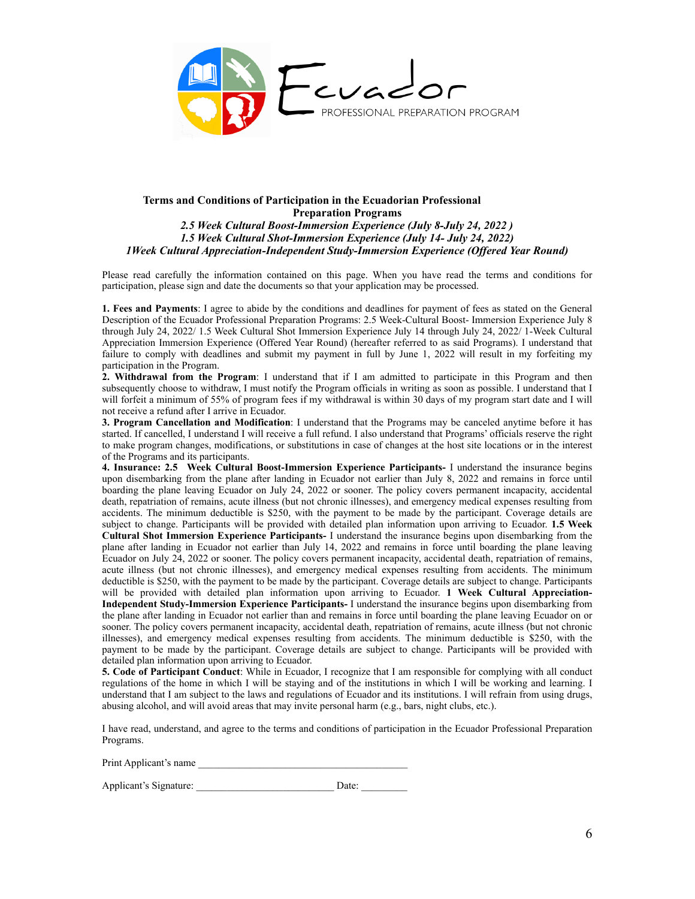Ecuador PROFESSIONAL PREPARATION PROGRAM

**Terms and Conditions of Participation in the Ecuadorian Professional Preparation Programs**

***2.5 Week Cultural Boost-Immersion Experience (July 8-July 24, 2022 )***

***1.5 Week Cultural Shot-Immersion Experience (July 14- July 24, 2022)***

***1Week Cultural Appreciation-Independent Study-Immersion Experience (Offered Year Round)***

Please read carefully the information contained on this page. When you have read the terms and conditions for participation, please sign and date the documents so that your application may be processed.

**1. Fees and Payments**: I agree to abide by the conditions and deadlines for payment of fees as stated on the General Description of the Ecuador Professional Preparation Programs: 2.5 Week-Cultural Boost- Immersion Experience July 8 through July 24, 2022/ 1.5 Week Cultural Shot Immersion Experience July 14 through July 24, 2022/ 1-Week Cultural Appreciation Immersion Experience (Offered Year Round) (hereafter referred to as said Programs). I understand that failure to comply with deadlines and submit my payment in full by June 1, 2022 will result in my forfeiting my participation in the Program.

**2. Withdrawal from the Program**: I understand that if I am admitted to participate in this Program and then subsequently choose to withdraw, I must notify the Program officials in writing as soon as possible. I understand that I will forfeit a minimum of 55% of program fees if my withdrawal is within 30 days of my program start date and I will not receive a refund after I arrive in Ecuador.

**3. Program Cancellation and Modification**: I understand that the Programs may be canceled anytime before it has started. If cancelled, I understand I will receive a full refund. I also understand that Programs' officials reserve the right to make program changes, modifications, or substitutions in case of changes at the host site locations or in the interest of the Programs and its participants.

**4. Insurance: 2.5 Week Cultural Boost-Immersion Experience Participants-** I understand the insurance begins upon disembarking from the plane after landing in Ecuador not earlier than July 8, 2022 and remains in force until boarding the plane leaving Ecuador on July 24, 2022 or sooner. The policy covers permanent incapacity, accidental death, repatriation of remains, acute illness (but not chronic illnesses), and emergency medical expenses resulting from accidents. The minimum deductible is $250, with the payment to be made by the participant. Coverage details are subject to change. Participants will be provided with detailed plan information upon arriving to Ecuador. **1.5 Week Cultural Shot Immersion Experience Participants-** I understand the insurance begins upon disembarking from the plane after landing in Ecuador not earlier than July 14, 2022 and remains in force until boarding the plane leaving Ecuador on July 24, 2022 or sooner. The policy covers permanent incapacity, accidental death, repatriation of remains, acute illness (but not chronic illnesses), and emergency medical expenses resulting from accidents. The minimum deductible is $250, with the payment to be made by the participant. Coverage details are subject to change. Participants will be provided with detailed plan information upon arriving to Ecuador. **1 Week Cultural Appreciation-Independent Study-Immersion Experience Participants-** I understand the insurance begins upon disembarking from the plane after landing in Ecuador not earlier than and remains in force until boarding the plane leaving Ecuador on or sooner. The policy covers permanent incapacity, accidental death, repatriation of remains, acute illness (but not chronic illnesses), and emergency medical expenses resulting from accidents. The minimum deductible is $250, with the payment to be made by the participant. Coverage details are subject to change. Participants will be provided with detailed plan information upon arriving to Ecuador.

**5. Code of Participant Conduct**: While in Ecuador, I recognize that I am responsible for complying with all conduct regulations of the home in which I will be staying and of the institutions in which I will be working and learning. I understand that I am subject to the laws and regulations of Ecuador and its institutions. I will refrain from using drugs, abusing alcohol, and will avoid areas that may invite personal harm (e.g., bars, night clubs, etc.).

I have read, understand, and agree to the terms and conditions of participation in the Ecuador Professional Preparation Programs.

Print Applicant's name ________________________________________

Applicant's Signature: __________________________ Date: _________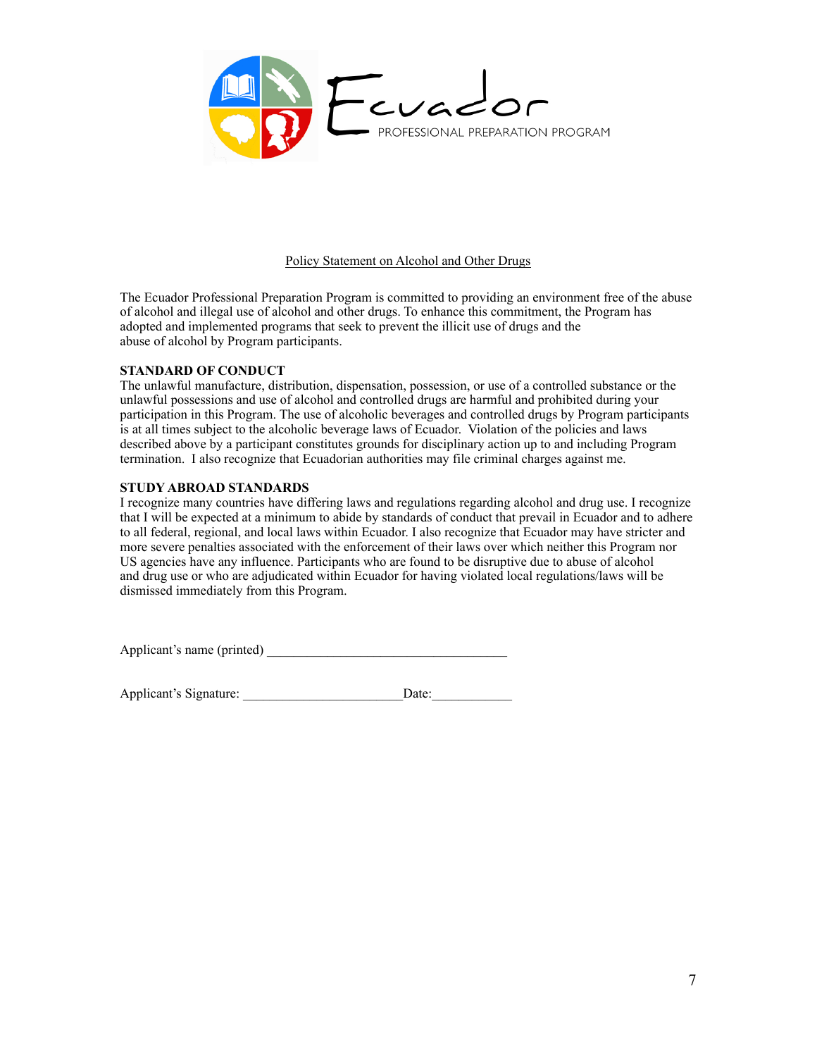Ecuador PROFESSIONAL PREPARATION PROGRAM

## Policy Statement on Alcohol and Other Drugs

The Ecuador Professional Preparation Program is committed to providing an environment free of the abuse of alcohol and illegal use of alcohol and other drugs. To enhance this commitment, the Program has adopted and implemented programs that seek to prevent the illicit use of drugs and the abuse of alcohol by Program participants.

**STANDARD OF CONDUCT**

The unlawful manufacture, distribution, dispensation, possession, or use of a controlled substance or the unlawful possessions and use of alcohol and controlled drugs are harmful and prohibited during your participation in this Program. The use of alcoholic beverages and controlled drugs by Program participants is at all times subject to the alcoholic beverage laws of Ecuador. Violation of the policies and laws described above by a participant constitutes grounds for disciplinary action up to and including Program termination. I also recognize that Ecuadorian authorities may file criminal charges against me.

**STUDY ABROAD STANDARDS**

I recognize many countries have differing laws and regulations regarding alcohol and drug use. I recognize that I will be expected at a minimum to abide by standards of conduct that prevail in Ecuador and to adhere to all federal, regional, and local laws within Ecuador. I also recognize that Ecuador may have stricter and more severe penalties associated with the enforcement of their laws over which neither this Program nor US agencies have any influence. Participants who are found to be disruptive due to abuse of alcohol and drug use or who are adjudicated within Ecuador for having violated local regulations/laws will be dismissed immediately from this Program.

Applicant's name (printed) ___________________________________

Applicant's Signature: _______________________Date:____________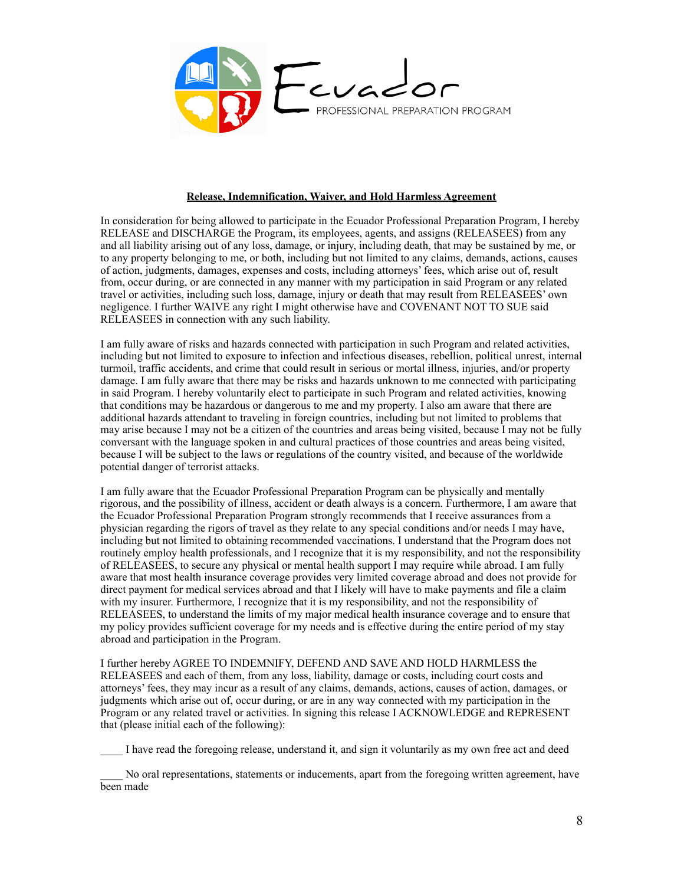Ecuador PROFESSIONAL PREPARATION PROGRAM

**Release, Indemnification, Waiver, and Hold Harmless Agreement**

In consideration for being allowed to participate in the Ecuador Professional Preparation Program, I hereby RELEASE and DISCHARGE the Program, its employees, agents, and assigns (RELEASEES) from any and all liability arising out of any loss, damage, or injury, including death, that may be sustained by me, or to any property belonging to me, or both, including but not limited to any claims, demands, actions, causes of action, judgments, damages, expenses and costs, including attorneys' fees, which arise out of, result from, occur during, or are connected in any manner with my participation in said Program or any related travel or activities, including such loss, damage, injury or death that may result from RELEASEES' own negligence. I further WAIVE any right I might otherwise have and COVENANT NOT TO SUE said RELEASEES in connection with any such liability.

I am fully aware of risks and hazards connected with participation in such Program and related activities, including but not limited to exposure to infection and infectious diseases, rebellion, political unrest, internal turmoil, traffic accidents, and crime that could result in serious or mortal illness, injuries, and/or property damage. I am fully aware that there may be risks and hazards unknown to me connected with participating in said Program. I hereby voluntarily elect to participate in such Program and related activities, knowing that conditions may be hazardous or dangerous to me and my property. I also am aware that there are additional hazards attendant to traveling in foreign countries, including but not limited to problems that may arise because I may not be a citizen of the countries and areas being visited, because I may not be fully conversant with the language spoken in and cultural practices of those countries and areas being visited, because I will be subject to the laws or regulations of the country visited, and because of the worldwide potential danger of terrorist attacks.

I am fully aware that the Ecuador Professional Preparation Program can be physically and mentally rigorous, and the possibility of illness, accident or death always is a concern. Furthermore, I am aware that the Ecuador Professional Preparation Program strongly recommends that I receive assurances from a physician regarding the rigors of travel as they relate to any special conditions and/or needs I may have, including but not limited to obtaining recommended vaccinations. I understand that the Program does not routinely employ health professionals, and I recognize that it is my responsibility, and not the responsibility of RELEASEES, to secure any physical or mental health support I may require while abroad. I am fully aware that most health insurance coverage provides very limited coverage abroad and does not provide for direct payment for medical services abroad and that I likely will have to make payments and file a claim with my insurer. Furthermore, I recognize that it is my responsibility, and not the responsibility of RELEASEES, to understand the limits of my major medical health insurance coverage and to ensure that my policy provides sufficient coverage for my needs and is effective during the entire period of my stay abroad and participation in the Program.

I further hereby AGREE TO INDEMNIFY, DEFEND AND SAVE AND HOLD HARMLESS the RELEASEES and each of them, from any loss, liability, damage or costs, including court costs and attorneys' fees, they may incur as a result of any claims, demands, actions, causes of action, damages, or judgments which arise out of, occur during, or are in any way connected with my participation in the Program or any related travel or activities. In signing this release I ACKNOWLEDGE and REPRESENT that (please initial each of the following):

____ I have read the foregoing release, understand it, and sign it voluntarily as my own free act and deed

____ No oral representations, statements or inducements, apart from the foregoing written agreement, have been made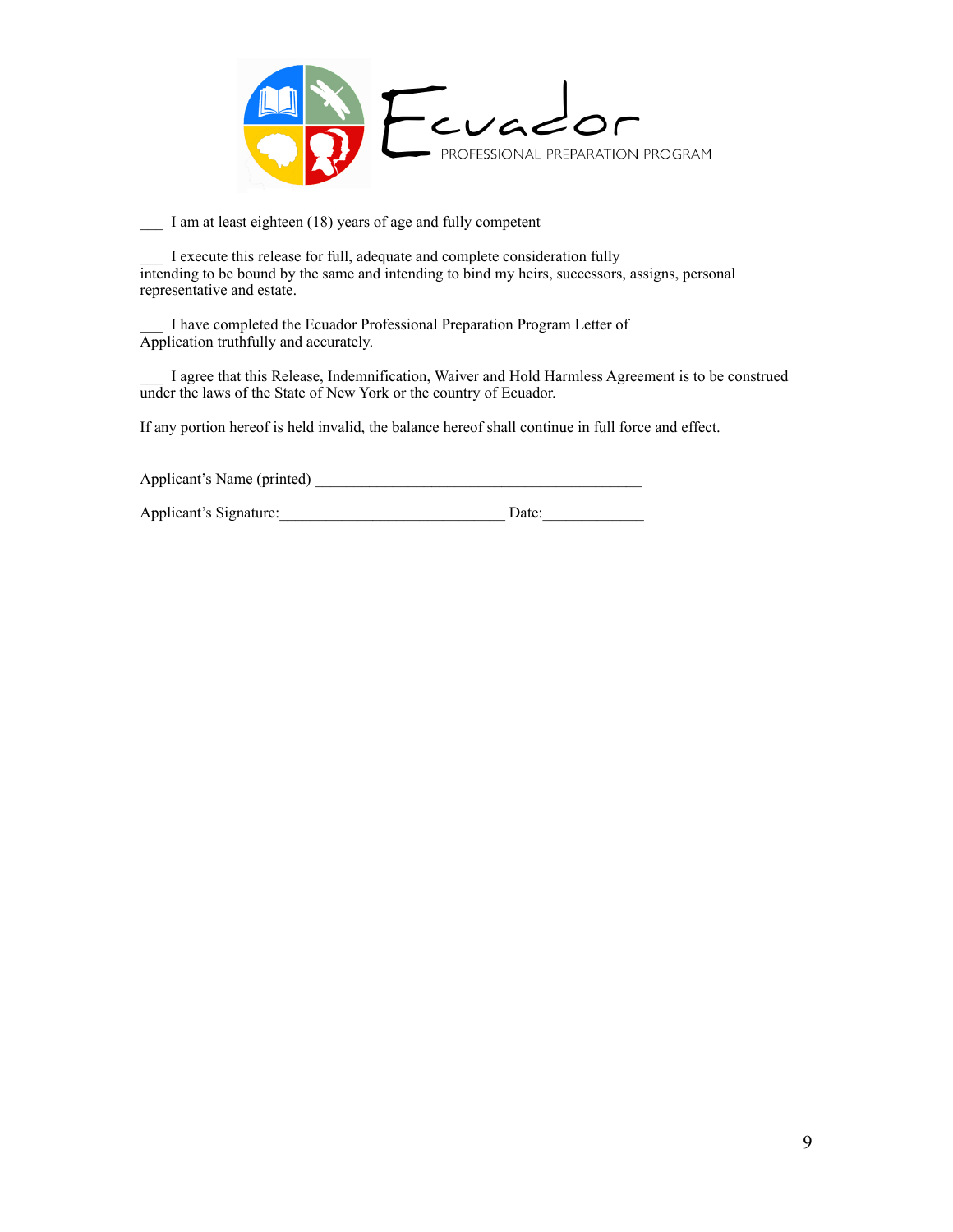___ I am at least eighteen (18) years of age and fully competent

___ I execute this release for full, adequate and complete consideration fully intending to be bound by the same and intending to bind my heirs, successors, assigns, personal representative and estate.

___ I have completed the Ecuador Professional Preparation Program Letter of Application truthfully and accurately.

___ I agree that this Release, Indemnification, Waiver and Hold Harmless Agreement is to be construed under the laws of the State of New York or the country of Ecuador.

If any portion hereof is held invalid, the balance hereof shall continue in full force and effect.

Applicant's Name (printed) ___________________________________________

Applicant's Signature:______________________________ Date:_____________